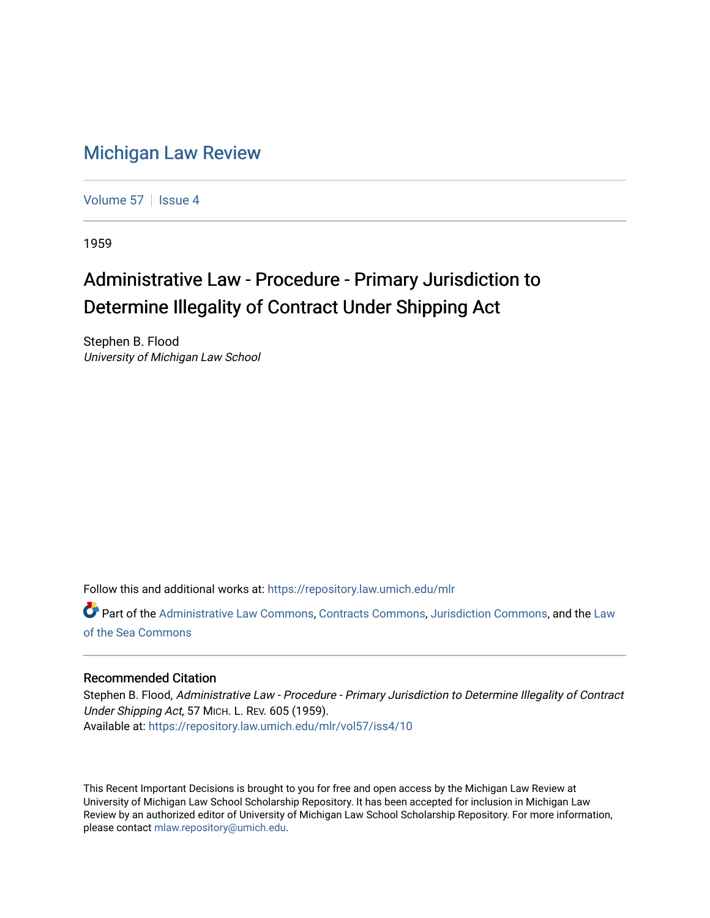# Michigan Law Review

Volume 57 | Issue 4

1959

## Administrative Law - Procedure - Primary Jurisdiction to Determine Illegality of Contract Under Shipping Act

Stephen B. Flood
*University of Michigan Law School*

Follow this and additional works at: https://repository.law.umich.edu/mlr

Part of the Administrative Law Commons, Contracts Commons, Jurisdiction Commons, and the Law of the Sea Commons

### Recommended Citation

Stephen B. Flood, *Administrative Law - Procedure - Primary Jurisdiction to Determine Illegality of Contract Under Shipping Act*, 57 MICH. L. REV. 605 (1959).
Available at: https://repository.law.umich.edu/mlr/vol57/iss4/10

This Recent Important Decisions is brought to you for free and open access by the Michigan Law Review at University of Michigan Law School Scholarship Repository. It has been accepted for inclusion in Michigan Law Review by an authorized editor of University of Michigan Law School Scholarship Repository. For more information, please contact mlaw.repository@umich.edu.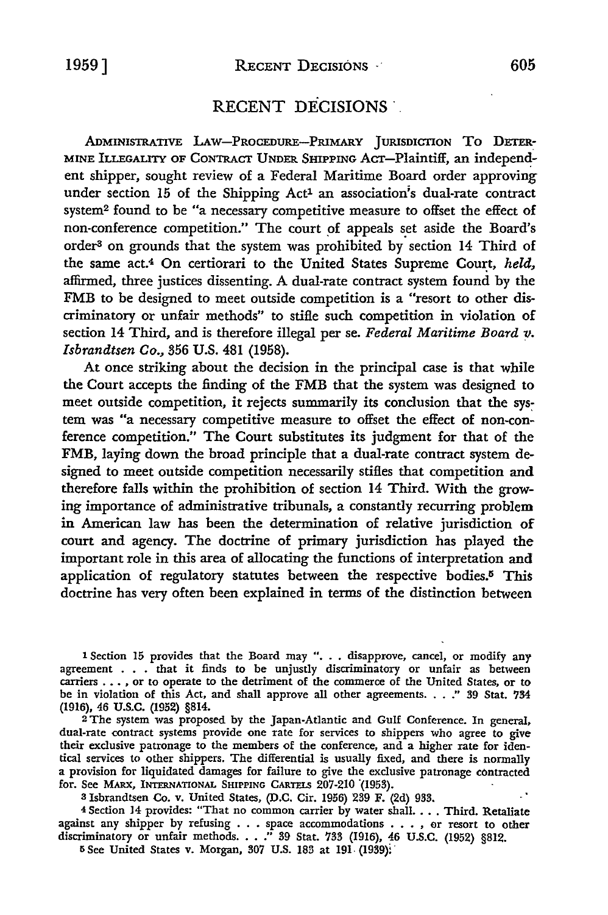## RECENT DECISIONS

ADMINISTRATIVE LAW—PROCEDURE—PRIMARY JURISDICTION TO DETERMINE ILLEGALITY OF CONTRACT UNDER SHIPPING ACT—Plaintiff, an independent shipper, sought review of a Federal Maritime Board order approving under section 15 of the Shipping Act[1] an association's dual-rate contract system[2] found to be "a necessary competitive measure to offset the effect of non-conference competition." The court of appeals set aside the Board's order[3] on grounds that the system was prohibited by section 14 Third of the same act.[4] On certiorari to the United States Supreme Court, *held*, affirmed, three justices dissenting. A dual-rate contract system found by the FMB to be designed to meet outside competition is a "resort to other discriminatory or unfair methods" to stifle such competition in violation of section 14 Third, and is therefore illegal per se. *Federal Maritime Board v. Isbrandtsen Co.*, 356 U.S. 481 (1958).

At once striking about the decision in the principal case is that while the Court accepts the finding of the FMB that the system was designed to meet outside competition, it rejects summarily its conclusion that the system was "a necessary competitive measure to offset the effect of non-conference competition." The Court substitutes its judgment for that of the FMB, laying down the broad principle that a dual-rate contract system designed to meet outside competition necessarily stifles that competition and therefore falls within the prohibition of section 14 Third. With the growing importance of administrative tribunals, a constantly recurring problem in American law has been the determination of relative jurisdiction of court and agency. The doctrine of primary jurisdiction has played the important role in this area of allocating the functions of interpretation and application of regulatory statutes between the respective bodies.[5] This doctrine has very often been explained in terms of the distinction between

---

[1] Section 15 provides that the Board may ". . . disapprove, cancel, or modify any agreement . . . that it finds to be unjustly discriminatory or unfair as between carriers . . . , or to operate to the detriment of the commerce of the United States, or to be in violation of this Act, and shall approve all other agreements. . . ." 39 Stat. 734 (1916), 46 U.S.C. (1952) §814.

[2] The system was proposed by the Japan-Atlantic and Gulf Conference. In general, dual-rate contract systems provide one rate for services to shippers who agree to give their exclusive patronage to the members of the conference, and a higher rate for identical services to other shippers. The differential is usually fixed, and there is normally a provision for liquidated damages for failure to give the exclusive patronage contracted for. See MARX, INTERNATIONAL SHIPPING CARTELS 207-210 (1953).

[3] Isbrandtsen Co. v. United States, (D.C. Cir. 1956) 239 F. (2d) 933.

[4] Section 14 provides: "That no common carrier by water shall. . . . Third. Retaliate against any shipper by refusing . . . space accommodations . . . , or resort to other discriminatory or unfair methods. . . ." 39 Stat. 733 (1916), 46 U.S.C. (1952) §812.

[5] See United States v. Morgan, 307 U.S. 183 at 191 (1939).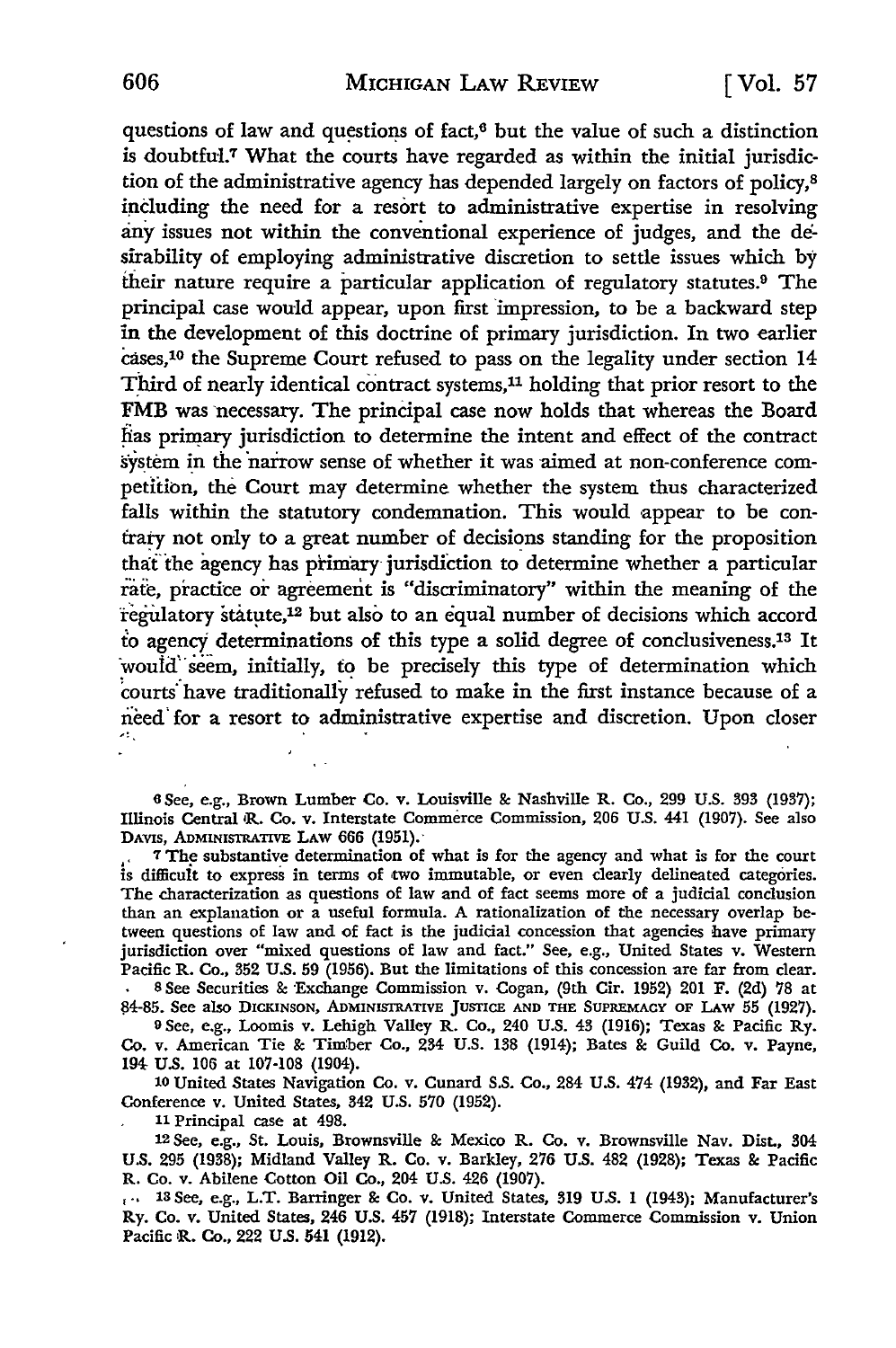questions of law and questions of fact,[6] but the value of such a distinction is doubtful.[7] What the courts have regarded as within the initial jurisdiction of the administrative agency has depended largely on factors of policy,[8] including the need for a resort to administrative expertise in resolving any issues not within the conventional experience of judges, and the desirability of employing administrative discretion to settle issues which by their nature require a particular application of regulatory statutes.[9] The principal case would appear, upon first impression, to be a backward step in the development of this doctrine of primary jurisdiction. In two earlier cases,[10] the Supreme Court refused to pass on the legality under section 14 Third of nearly identical contract systems,[11] holding that prior resort to the FMB was necessary. The principal case now holds that whereas the Board has primary jurisdiction to determine the intent and effect of the contract system in the narrow sense of whether it was aimed at non-conference competition, the Court may determine whether the system thus characterized falls within the statutory condemnation. This would appear to be contrary not only to a great number of decisions standing for the proposition that the agency has primary jurisdiction to determine whether a particular rate, practice or agreement is "discriminatory" within the meaning of the regulatory statute,[12] but also to an equal number of decisions which accord to agency determinations of this type a solid degree of conclusiveness.[13] It would seem, initially, to be precisely this type of determination which courts have traditionally refused to make in the first instance because of a need for a resort to administrative expertise and discretion. Upon closer

[6] See, e.g., Brown Lumber Co. v. Louisville & Nashville R. Co., 299 U.S. 393 (1937); Illinois Central R. Co. v. Interstate Commerce Commission, 206 U.S. 441 (1907). See also Davis, Administrative Law 666 (1951).

[7] The substantive determination of what is for the agency and what is for the court is difficult to express in terms of two immutable, or even clearly delineated categories. The characterization as questions of law and of fact seems more of a judicial conclusion than an explanation or a useful formula. A rationalization of the necessary overlap between questions of law and of fact is the judicial concession that agencies have primary jurisdiction over "mixed questions of law and fact." See, e.g., United States v. Western Pacific R. Co., 352 U.S. 59 (1956). But the limitations of this concession are far from clear.

[8] See Securities & Exchange Commission v. Cogan, (9th Cir. 1952) 201 F. (2d) 78 at 84-85. See also Dickinson, Administrative Justice and the Supremacy of Law 55 (1927).

[9] See, e.g., Loomis v. Lehigh Valley R. Co., 240 U.S. 43 (1916); Texas & Pacific Ry. Co. v. American Tie & Timber Co., 234 U.S. 138 (1914); Bates & Guild Co. v. Payne, 194 U.S. 106 at 107-108 (1904).

[10] United States Navigation Co. v. Cunard S.S. Co., 284 U.S. 474 (1932), and Far East Conference v. United States, 342 U.S. 570 (1952).

[11] Principal case at 498.

[12] See, e.g., St. Louis, Brownsville & Mexico R. Co. v. Brownsville Nav. Dist., 304 U.S. 295 (1938); Midland Valley R. Co. v. Barkley, 276 U.S. 482 (1928); Texas & Pacific R. Co. v. Abilene Cotton Oil Co., 204 U.S. 426 (1907).

[13] See, e.g., L.T. Barringer & Co. v. United States, 319 U.S. 1 (1943); Manufacturer's Ry. Co. v. United States, 246 U.S. 457 (1918); Interstate Commerce Commission v. Union Pacific R. Co., 222 U.S. 541 (1912).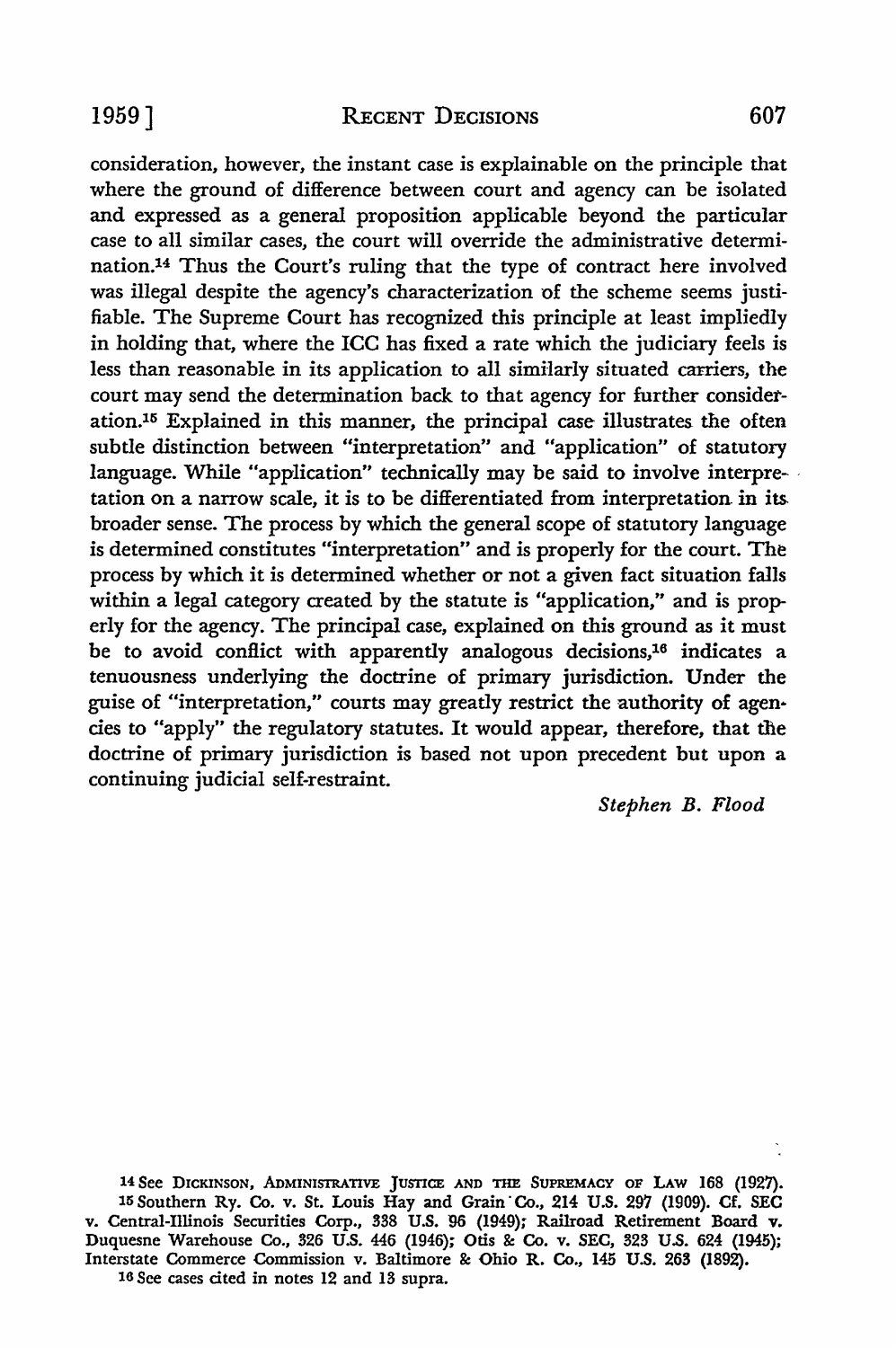consideration, however, the instant case is explainable on the principle that where the ground of difference between court and agency can be isolated and expressed as a general proposition applicable beyond the particular case to all similar cases, the court will override the administrative determination.[14] Thus the Court's ruling that the type of contract here involved was illegal despite the agency's characterization of the scheme seems justifiable. The Supreme Court has recognized this principle at least impliedly in holding that, where the ICC has fixed a rate which the judiciary feels is less than reasonable in its application to all similarly situated carriers, the court may send the determination back to that agency for further consideration.[15] Explained in this manner, the principal case illustrates the often subtle distinction between "interpretation" and "application" of statutory language. While "application" technically may be said to involve interpretation on a narrow scale, it is to be differentiated from interpretation in its broader sense. The process by which the general scope of statutory language is determined constitutes "interpretation" and is properly for the court. The process by which it is determined whether or not a given fact situation falls within a legal category created by the statute is "application," and is properly for the agency. The principal case, explained on this ground as it must be to avoid conflict with apparently analogous decisions,[16] indicates a tenuousness underlying the doctrine of primary jurisdiction. Under the guise of "interpretation," courts may greatly restrict the authority of agencies to "apply" the regulatory statutes. It would appear, therefore, that the doctrine of primary jurisdiction is based not upon precedent but upon a continuing judicial self-restraint.

*Stephen B. Flood*

---

[14] See DICKINSON, ADMINISTRATIVE JUSTICE AND THE SUPREMACY OF LAW 168 (1927).

[15] Southern Ry. Co. v. St. Louis Hay and Grain Co., 214 U.S. 297 (1909). Cf. SEC v. Central-Illinois Securities Corp., 338 U.S. 96 (1949); Railroad Retirement Board v. Duquesne Warehouse Co., 326 U.S. 446 (1946); Otis & Co. v. SEC, 323 U.S. 624 (1945); Interstate Commerce Commission v. Baltimore & Ohio R. Co., 145 U.S. 263 (1892).

[16] See cases cited in notes 12 and 13 supra.